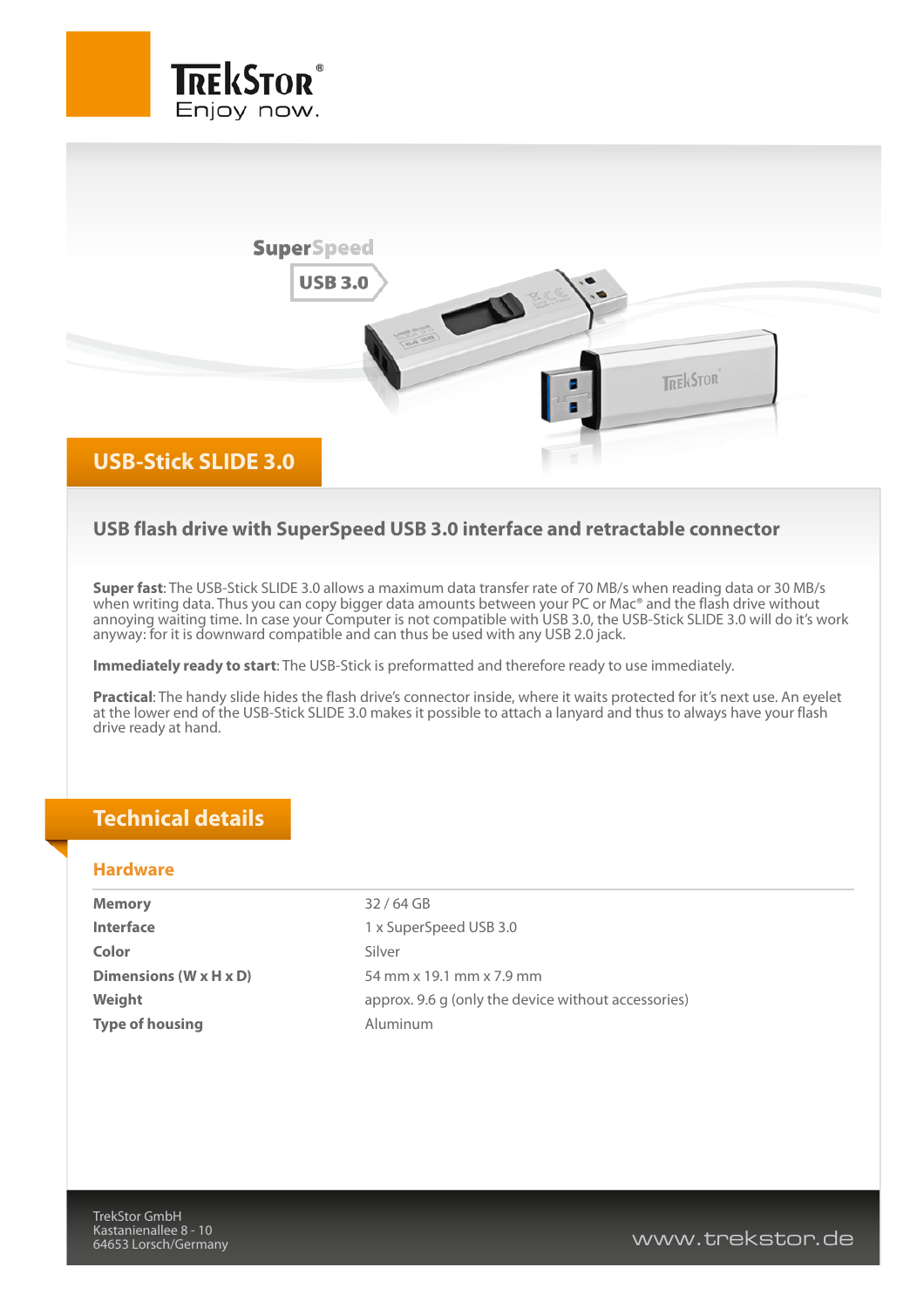TrekStor
Enjoy now.

SuperSpeed USB 3.0

# USB-Stick SLIDE 3.0

## USB flash drive with SuperSpeed USB 3.0 interface and retractable connector

**Super fast**: The USB-Stick SLIDE 3.0 allows a maximum data transfer rate of 70 MB/s when reading data or 30 MB/s when writing data. Thus you can copy bigger data amounts between your PC or Mac® and the flash drive without annoying waiting time. In case your Computer is not compatible with USB 3.0, the USB-Stick SLIDE 3.0 will do it's work anyway: for it is downward compatible and can thus be used with any USB 2.0 jack.

**Immediately ready to start**: The USB-Stick is preformatted and therefore ready to use immediately.

**Practical**: The handy slide hides the flash drive's connector inside, where it waits protected for it's next use. An eyelet at the lower end of the USB-Stick SLIDE 3.0 makes it possible to attach a lanyard and thus to always have your flash drive ready at hand.

## Technical details

### Hardware

| | |
|---|---|
| **Memory** | 32 / 64 GB |
| **Interface** | 1 x SuperSpeed USB 3.0 |
| **Color** | Silver |
| **Dimensions (W x H x D)** | 54 mm x 19.1 mm x 7.9 mm |
| **Weight** | approx. 9.6 g (only the device without accessories) |
| **Type of housing** | Aluminum |

TrekStor GmbH
Kastanienallee 8 - 10
64653 Lorsch/Germany

www.trekstor.de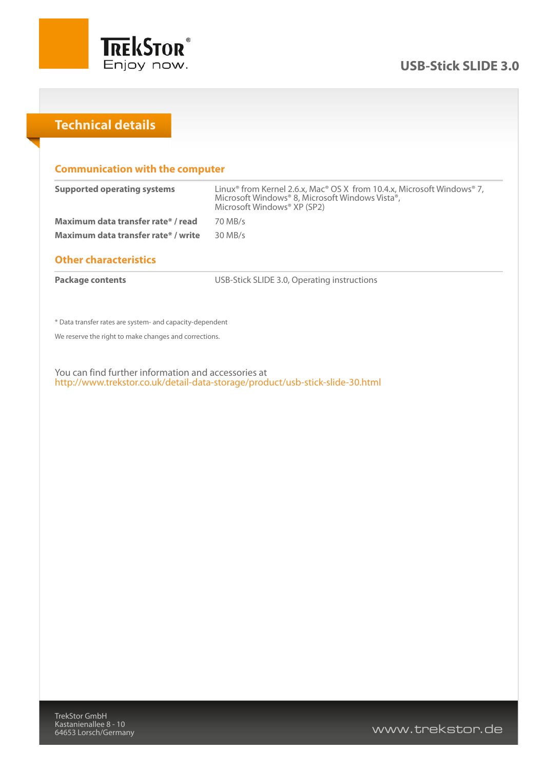# USB-Stick SLIDE 3.0

## Technical details

### Communication with the computer

| | |
|---|---|
| **Supported operating systems** | Linux® from Kernel 2.6.x, Mac® OS X from 10.4.x, Microsoft Windows® 7, Microsoft Windows® 8, Microsoft Windows Vista®, Microsoft Windows® XP (SP2) |
| **Maximum data transfer rate* / read** | 70 MB/s |
| **Maximum data transfer rate* / write** | 30 MB/s |

### Other characteristics

| | |
|---|---|
| **Package contents** | USB-Stick SLIDE 3.0, Operating instructions |

* Data transfer rates are system- and capacity-dependent

We reserve the right to make changes and corrections.

You can find further information and accessories at
http://www.trekstor.co.uk/detail-data-storage/product/usb-stick-slide-30.html

TrekStor GmbH
Kastanienallee 8 - 10
64653 Lorsch/Germany

www.trekstor.de